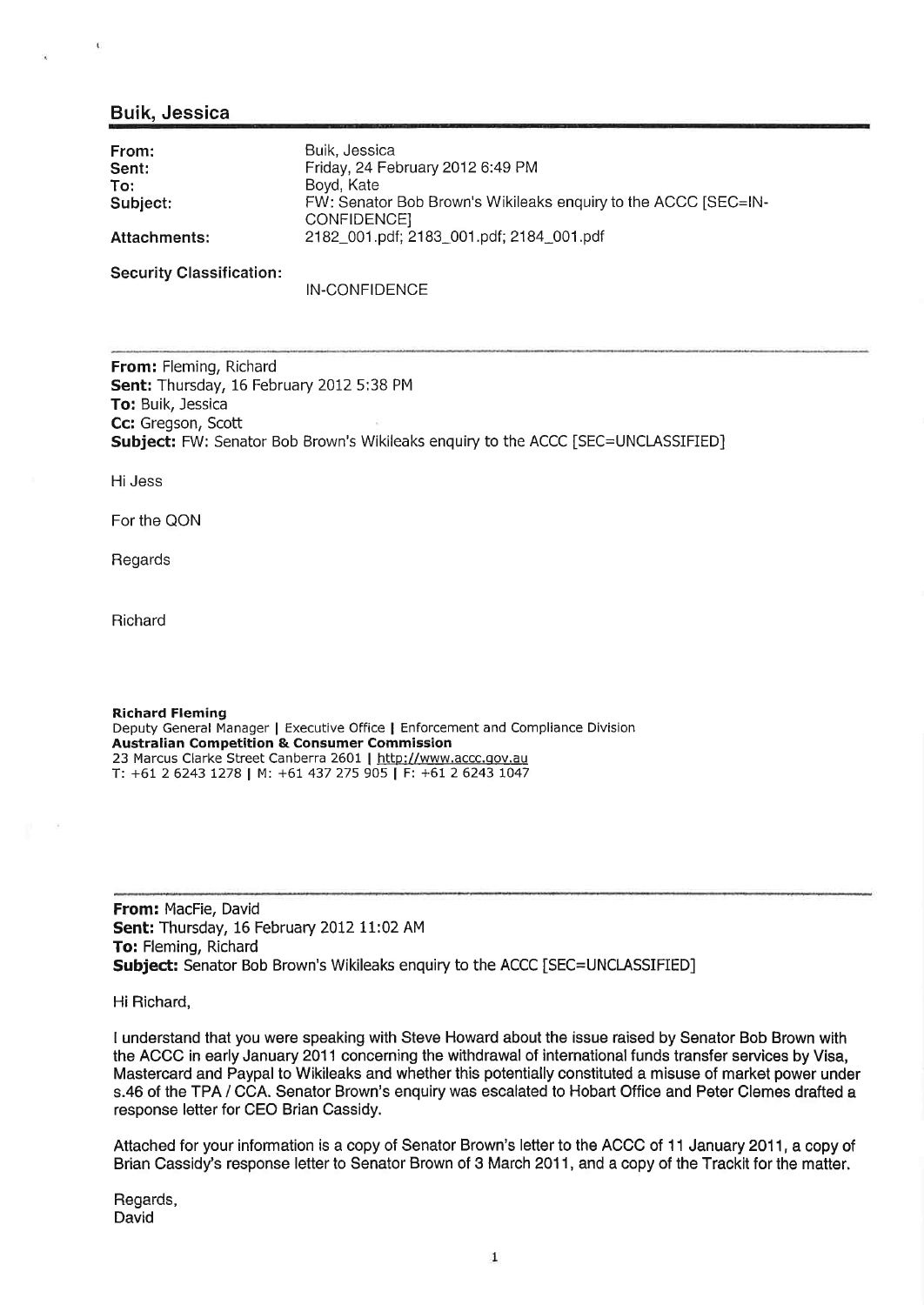## Buik, Jessica

| | |
|---|---|
| **From:** | Buik, Jessica |
| **Sent:** | Friday, 24 February 2012 6:49 PM |
| **To:** | Boyd, Kate |
| **Subject:** | FW: Senator Bob Brown's Wikileaks enquiry to the ACCC [SEC=IN-CONFIDENCE] |
| **Attachments:** | 2182_001.pdf; 2183_001.pdf; 2184_001.pdf |

**Security Classification:**

IN-CONFIDENCE

---

**From:** Fleming, Richard
**Sent:** Thursday, 16 February 2012 5:38 PM
**To:** Buik, Jessica
**Cc:** Gregson, Scott
**Subject:** FW: Senator Bob Brown's Wikileaks enquiry to the ACCC [SEC=UNCLASSIFIED]

Hi Jess

For the QON

Regards

Richard

**Richard Fleming**
Deputy General Manager | Executive Office | Enforcement and Compliance Division
**Australian Competition & Consumer Commission**
23 Marcus Clarke Street Canberra 2601 | http://www.accc.gov.au
T: +61 2 6243 1278 | M: +61 437 275 905 | F: +61 2 6243 1047

---

**From:** MacFie, David
**Sent:** Thursday, 16 February 2012 11:02 AM
**To:** Fleming, Richard
**Subject:** Senator Bob Brown's Wikileaks enquiry to the ACCC [SEC=UNCLASSIFIED]

Hi Richard,

I understand that you were speaking with Steve Howard about the issue raised by Senator Bob Brown with the ACCC in early January 2011 concerning the withdrawal of international funds transfer services by Visa, Mastercard and Paypal to Wikileaks and whether this potentially constituted a misuse of market power under s.46 of the TPA / CCA. Senator Brown's enquiry was escalated to Hobart Office and Peter Clemes drafted a response letter for CEO Brian Cassidy.

Attached for your information is a copy of Senator Brown's letter to the ACCC of 11 January 2011, a copy of Brian Cassidy's response letter to Senator Brown of 3 March 2011, and a copy of the Trackit for the matter.

Regards,
David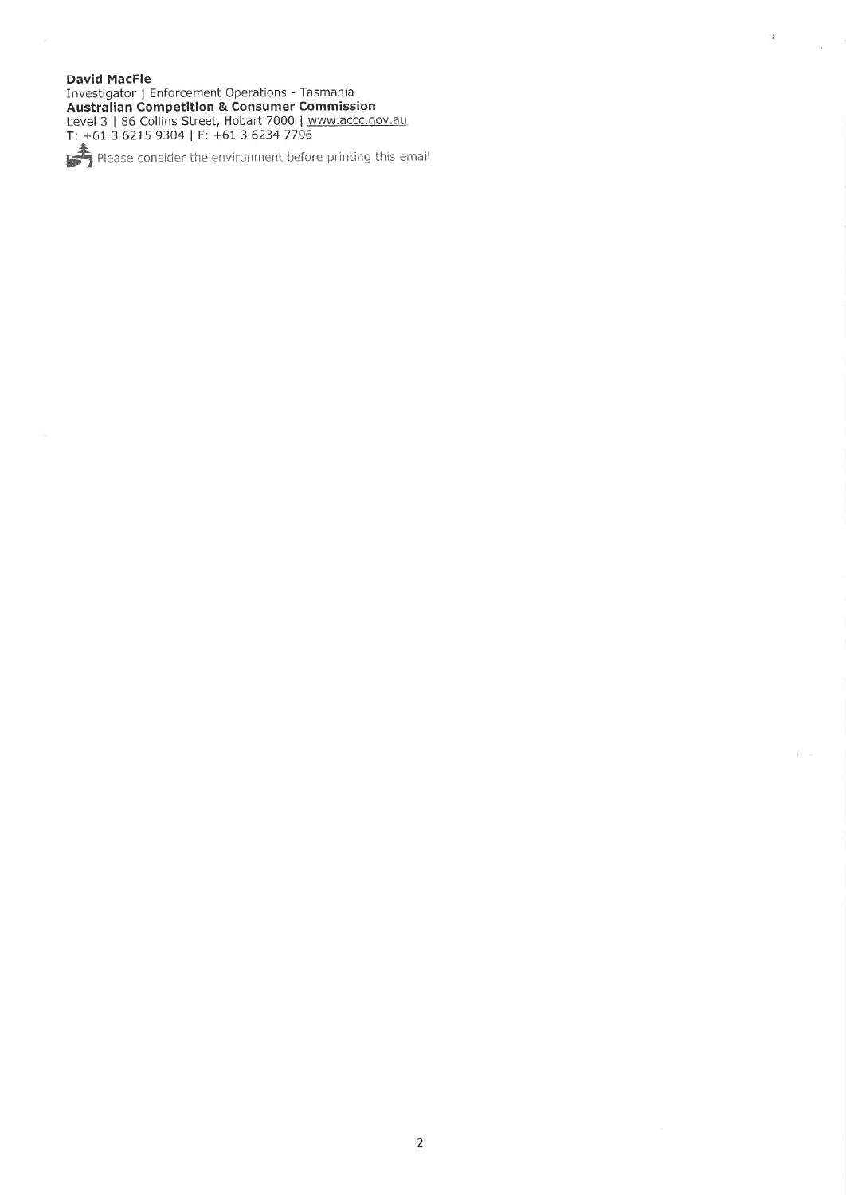**David MacFie**
Investigator | Enforcement Operations - Tasmania
**Australian Competition & Consumer Commission**
Level 3 | 86 Collins Street, Hobart 7000 | www.accc.gov.au
T: +61 3 6215 9304 | F: +61 3 6234 7796

Please consider the environment before printing this email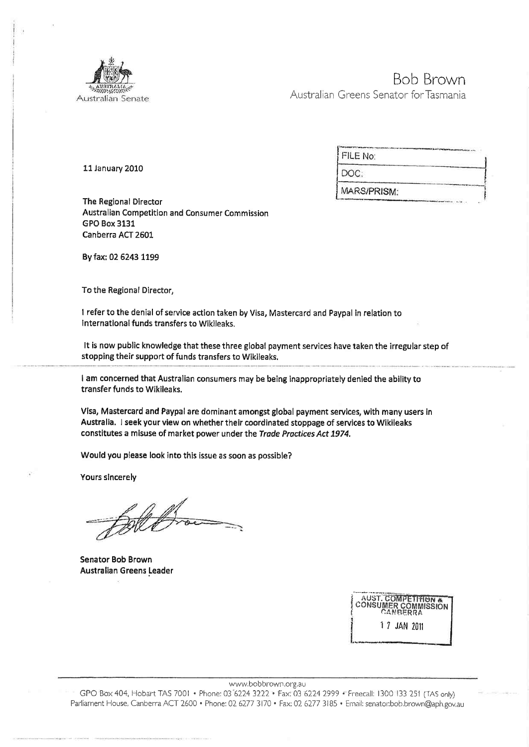Australian Senate

Bob Brown
Australian Greens Senator for Tasmania

| FILE No: |
| --- |
| DOC: |
| MARS/PRISM: |

11 January 2010

The Regional Director
Australian Competition and Consumer Commission
GPO Box 3131
Canberra ACT 2601

By fax: 02 6243 1199

To the Regional Director,

I refer to the denial of service action taken by Visa, Mastercard and Paypal in relation to international funds transfers to Wikileaks.

It is now public knowledge that these three global payment services have taken the irregular step of stopping their support of funds transfers to Wikileaks.

I am concerned that Australian consumers may be being inappropriately denied the ability to transfer funds to Wikileaks.

Visa, Mastercard and Paypal are dominant amongst global payment services, with many users in Australia. I seek your view on whether their coordinated stoppage of services to Wikileaks constitutes a misuse of market power under the *Trade Practices Act 1974.*

Would you please look into this issue as soon as possible?

Yours sincerely

Senator Bob Brown
Australian Greens Leader

AUST. COMPETITION & CONSUMER COMMISSION CANBERRA
17 JAN 2011

www.bobbrown.org.au
GPO Box 404, Hobart TAS 7001 • Phone: 03 6224 3222 • Fax: 03 6224 2999 • Freecall: 1300 133 251 (TAS only)
Parliament House, Canberra ACT 2600 • Phone: 02 6277 3170 • Fax: 02 6277 3185 • Email: senator.bob.brown@aph.gov.au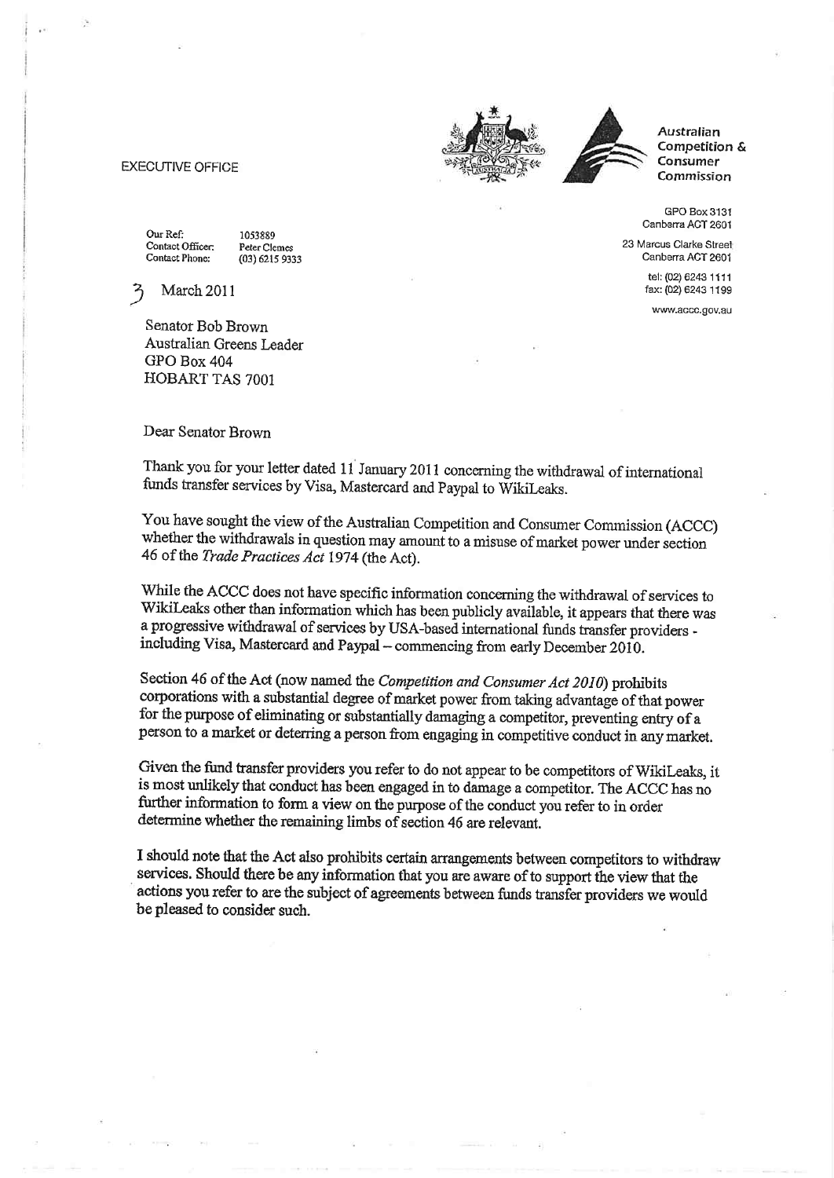EXECUTIVE OFFICE

**Australian Competition & Consumer Commission**

GPO Box 3131
Canberra ACT 2601

23 Marcus Clarke Street
Canberra ACT 2601

tel: (02) 6243 1111
fax: (02) 6243 1199

www.accc.gov.au

Our Ref: 1053889
Contact Officer: Peter Clemes
Contact Phone: (03) 6215 9333

3 March 2011

Senator Bob Brown
Australian Greens Leader
GPO Box 404
HOBART TAS 7001

Dear Senator Brown

Thank you for your letter dated 11 January 2011 concerning the withdrawal of international funds transfer services by Visa, Mastercard and Paypal to WikiLeaks.

You have sought the view of the Australian Competition and Consumer Commission (ACCC) whether the withdrawals in question may amount to a misuse of market power under section 46 of the *Trade Practices Act* 1974 (the Act).

While the ACCC does not have specific information concerning the withdrawal of services to WikiLeaks other than information which has been publicly available, it appears that there was a progressive withdrawal of services by USA-based international funds transfer providers - including Visa, Mastercard and Paypal – commencing from early December 2010.

Section 46 of the Act (now named the *Competition and Consumer Act 2010*) prohibits corporations with a substantial degree of market power from taking advantage of that power for the purpose of eliminating or substantially damaging a competitor, preventing entry of a person to a market or deterring a person from engaging in competitive conduct in any market.

Given the fund transfer providers you refer to do not appear to be competitors of WikiLeaks, it is most unlikely that conduct has been engaged in to damage a competitor. The ACCC has no further information to form a view on the purpose of the conduct you refer to in order determine whether the remaining limbs of section 46 are relevant.

I should note that the Act also prohibits certain arrangements between competitors to withdraw services. Should there be any information that you are aware of to support the view that the actions you refer to are the subject of agreements between funds transfer providers we would be pleased to consider such.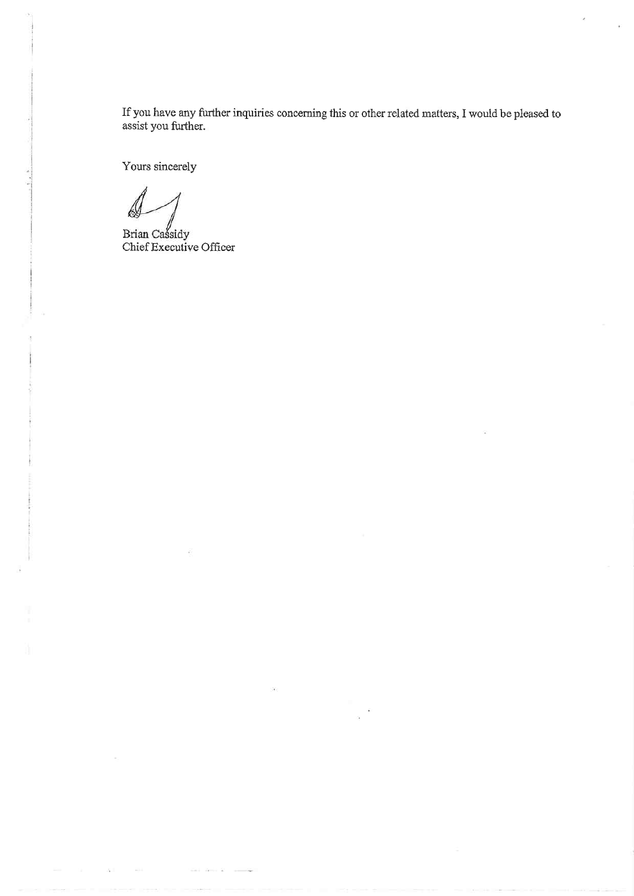If you have any further inquiries concerning this or other related matters, I would be pleased to assist you further.

Yours sincerely

Brian Cassidy
Chief Executive Officer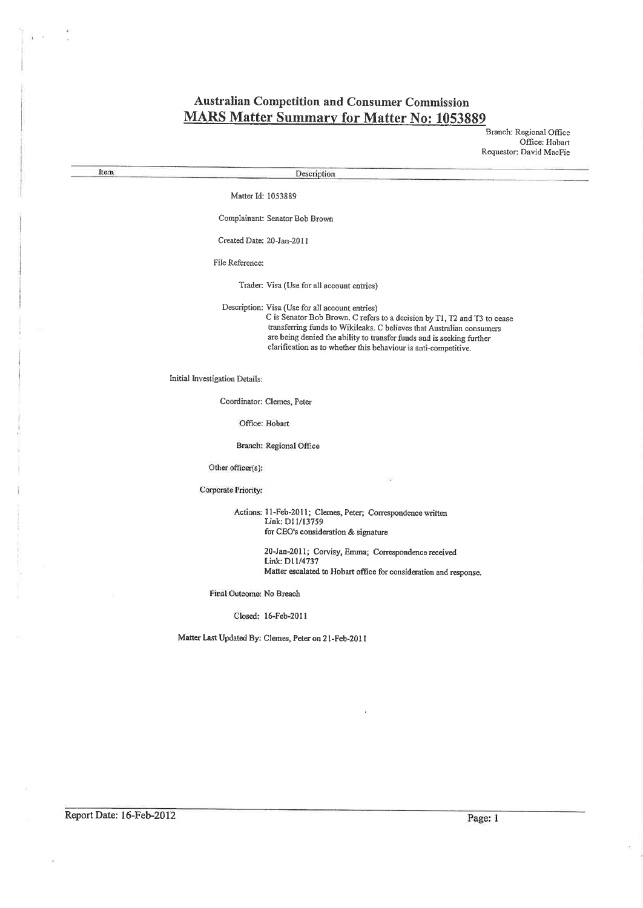# Australian Competition and Consumer Commission

## MARS Matter Summary for Matter No: 1053889

Branch: Regional Office
Office: Hobart
Requestor: David MacFie

| Item | Description |
|---|---|
| Matter Id: | 1053889 |
| Complainant: | Senator Bob Brown |
| Created Date: | 20-Jan-2011 |
| File Reference: | |
| Trader: | Visa (Use for all account entries) |
| Description: | Visa (Use for all account entries)<br>C is Senator Bob Brown. C refers to a decision by T1, T2 and T3 to cease transferring funds to Wikileaks. C believes that Australian consumers are being denied the ability to transfer funds and is seeking further clarification as to whether this behaviour is anti-competitive. |
| Initial Investigation Details: | |
| Coordinator: | Clemes, Peter |
| Office: | Hobart |
| Branch: | Regional Office |
| Other officer(s): | |
| Corporate Priority: | |
| Actions: | 11-Feb-2011; Clemes, Peter; Correspondence written<br>Link: D11/13759<br>for CEO's consideration & signature<br><br>20-Jan-2011; Corvisy, Emma; Correspondence received<br>Link: D11/4737<br>Matter escalated to Hobart office for consideration and response. |
| Final Outcome: | No Breach |
| Closed: | 16-Feb-2011 |
| Matter Last Updated By: | Clemes, Peter on 21-Feb-2011 |

Report Date: 16-Feb-2012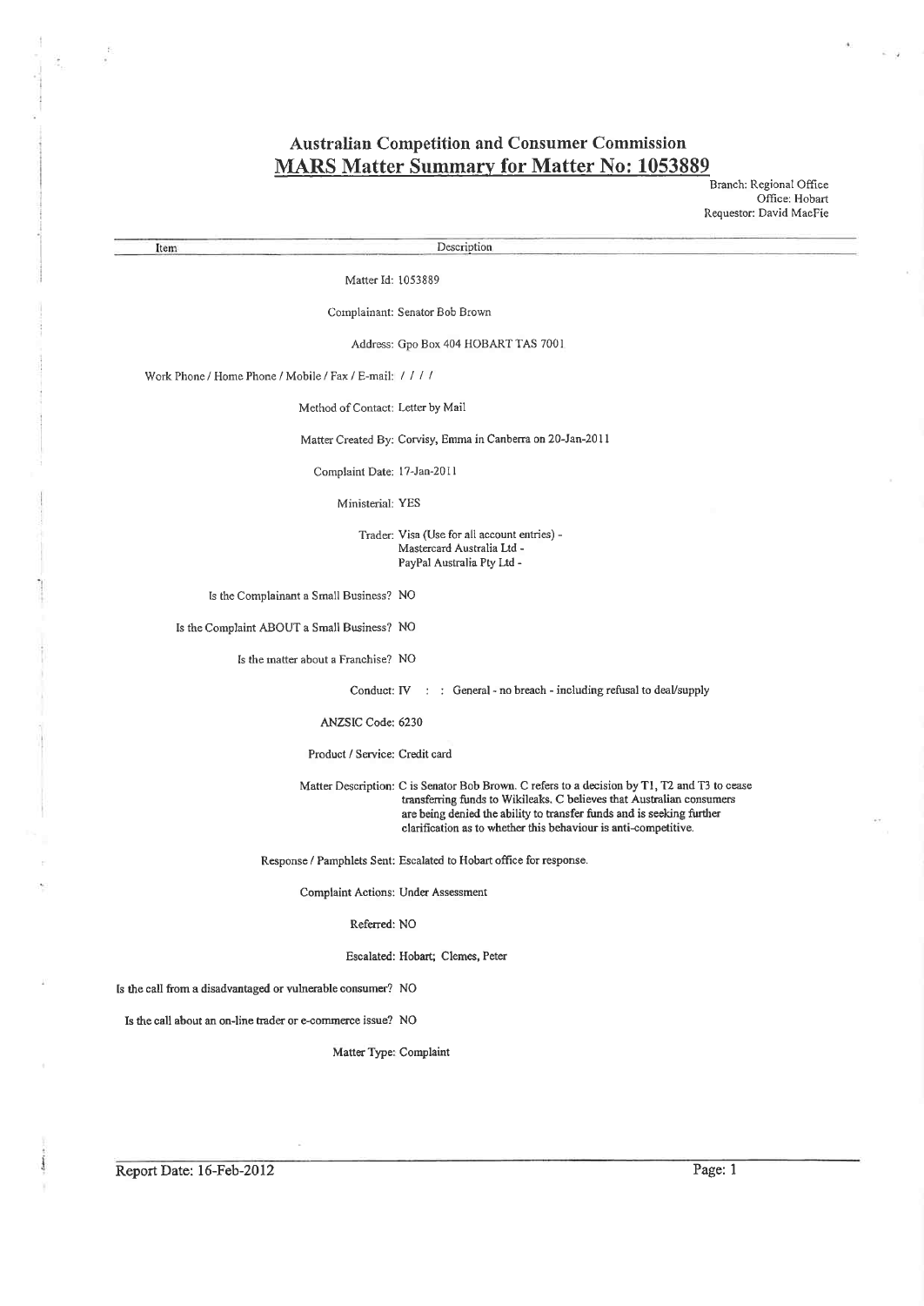## Australian Competition and Consumer Commission

## MARS Matter Summary for Matter No: 1053889

Branch: Regional Office
Office: Hobart
Requestor: David MacFie

| Item | Description |
|---|---|
| Matter Id: | 1053889 |
| Complainant: | Senator Bob Brown |
| Address: | Gpo Box 404 HOBART TAS 7001 |
| Work Phone / Home Phone / Mobile / Fax / E-mail: | / / / / |
| Method of Contact: | Letter by Mail |
| Matter Created By: | Corvisy, Emma in Canberra on 20-Jan-2011 |
| Complaint Date: | 17-Jan-2011 |
| Ministerial: | YES |
| Trader: | Visa (Use for all account entries) -<br>Mastercard Australia Ltd -<br>PayPal Australia Pty Ltd - |
| Is the Complainant a Small Business? | NO |
| Is the Complaint ABOUT a Small Business? | NO |
| Is the matter about a Franchise? | NO |
| Conduct: | IV : : General - no breach - including refusal to deal/supply |
| ANZSIC Code: | 6230 |
| Product / Service: | Credit card |
| Matter Description: | C is Senator Bob Brown. C refers to a decision by T1, T2 and T3 to cease transferring funds to Wikileaks. C believes that Australian consumers are being denied the ability to transfer funds and is seeking further clarification as to whether this behaviour is anti-competitive. |
| Response / Pamphlets Sent: | Escalated to Hobart office for response. |
| Complaint Actions: | Under Assessment |
| Referred: | NO |
| Escalated: | Hobart; Clemes, Peter |
| Is the call from a disadvantaged or vulnerable consumer? | NO |
| Is the call about an on-line trader or e-commerce issue? | NO |
| Matter Type: | Complaint |

Report Date: 16-Feb-2012